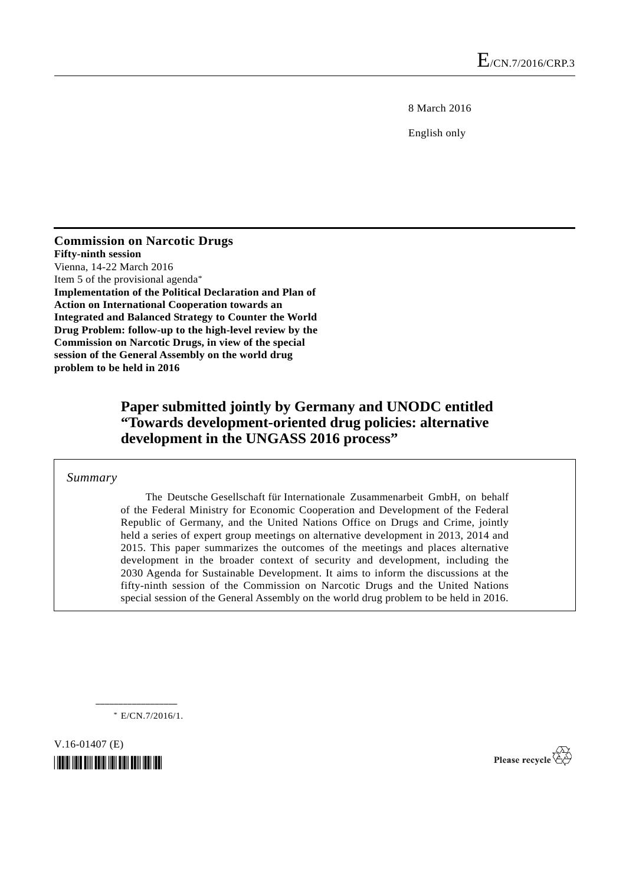E/CN.7/2016/CRP.3

8 March 2016

English only

**Commission on Narcotic Drugs**
**Fifty-ninth session**
Vienna, 14-22 March 2016
Item 5 of the provisional agenda*
**Implementation of the Political Declaration and Plan of Action on International Cooperation towards an Integrated and Balanced Strategy to Counter the World Drug Problem: follow-up to the high-level review by the Commission on Narcotic Drugs, in view of the special session of the General Assembly on the world drug problem to be held in 2016**

# Paper submitted jointly by Germany and UNODC entitled "Towards development-oriented drug policies: alternative development in the UNGASS 2016 process"

*Summary*

The Deutsche Gesellschaft für Internationale Zusammenarbeit GmbH, on behalf of the Federal Ministry for Economic Cooperation and Development of the Federal Republic of Germany, and the United Nations Office on Drugs and Crime, jointly held a series of expert group meetings on alternative development in 2013, 2014 and 2015. This paper summarizes the outcomes of the meetings and places alternative development in the broader context of security and development, including the 2030 Agenda for Sustainable Development. It aims to inform the discussions at the fifty-ninth session of the Commission on Narcotic Drugs and the United Nations special session of the General Assembly on the world drug problem to be held in 2016.

---

\* E/CN.7/2016/1.

V.16-01407 (E)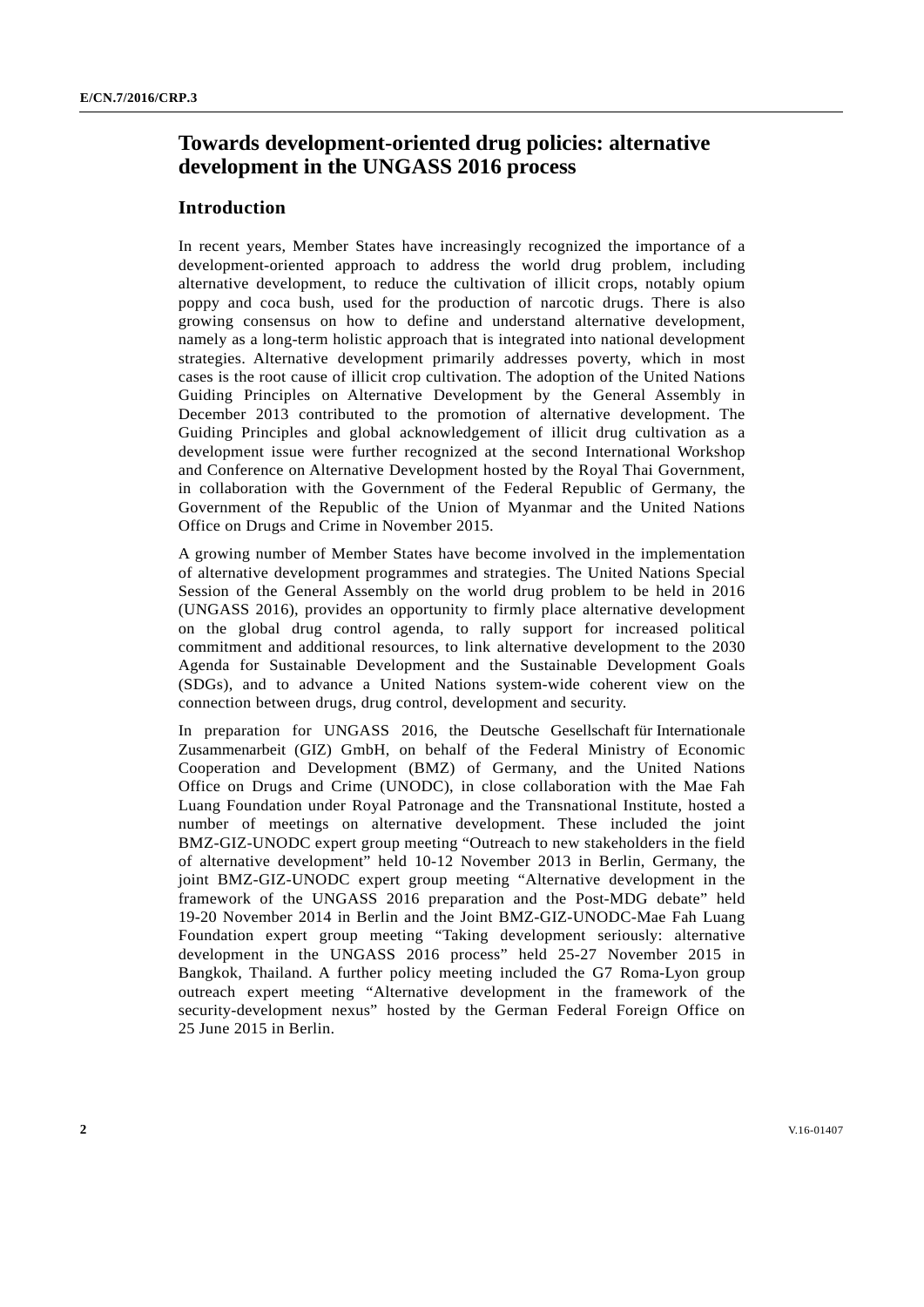# Towards development-oriented drug policies: alternative development in the UNGASS 2016 process

## Introduction

In recent years, Member States have increasingly recognized the importance of a development-oriented approach to address the world drug problem, including alternative development, to reduce the cultivation of illicit crops, notably opium poppy and coca bush, used for the production of narcotic drugs. There is also growing consensus on how to define and understand alternative development, namely as a long-term holistic approach that is integrated into national development strategies. Alternative development primarily addresses poverty, which in most cases is the root cause of illicit crop cultivation. The adoption of the United Nations Guiding Principles on Alternative Development by the General Assembly in December 2013 contributed to the promotion of alternative development. The Guiding Principles and global acknowledgement of illicit drug cultivation as a development issue were further recognized at the second International Workshop and Conference on Alternative Development hosted by the Royal Thai Government, in collaboration with the Government of the Federal Republic of Germany, the Government of the Republic of the Union of Myanmar and the United Nations Office on Drugs and Crime in November 2015.

A growing number of Member States have become involved in the implementation of alternative development programmes and strategies. The United Nations Special Session of the General Assembly on the world drug problem to be held in 2016 (UNGASS 2016), provides an opportunity to firmly place alternative development on the global drug control agenda, to rally support for increased political commitment and additional resources, to link alternative development to the 2030 Agenda for Sustainable Development and the Sustainable Development Goals (SDGs), and to advance a United Nations system-wide coherent view on the connection between drugs, drug control, development and security.

In preparation for UNGASS 2016, the Deutsche Gesellschaft für Internationale Zusammenarbeit (GIZ) GmbH, on behalf of the Federal Ministry of Economic Cooperation and Development (BMZ) of Germany, and the United Nations Office on Drugs and Crime (UNODC), in close collaboration with the Mae Fah Luang Foundation under Royal Patronage and the Transnational Institute, hosted a number of meetings on alternative development. These included the joint BMZ-GIZ-UNODC expert group meeting "Outreach to new stakeholders in the field of alternative development" held 10-12 November 2013 in Berlin, Germany, the joint BMZ-GIZ-UNODC expert group meeting "Alternative development in the framework of the UNGASS 2016 preparation and the Post-MDG debate" held 19-20 November 2014 in Berlin and the Joint BMZ-GIZ-UNODC-Mae Fah Luang Foundation expert group meeting "Taking development seriously: alternative development in the UNGASS 2016 process" held 25-27 November 2015 in Bangkok, Thailand. A further policy meeting included the G7 Roma-Lyon group outreach expert meeting "Alternative development in the framework of the security-development nexus" hosted by the German Federal Foreign Office on 25 June 2015 in Berlin.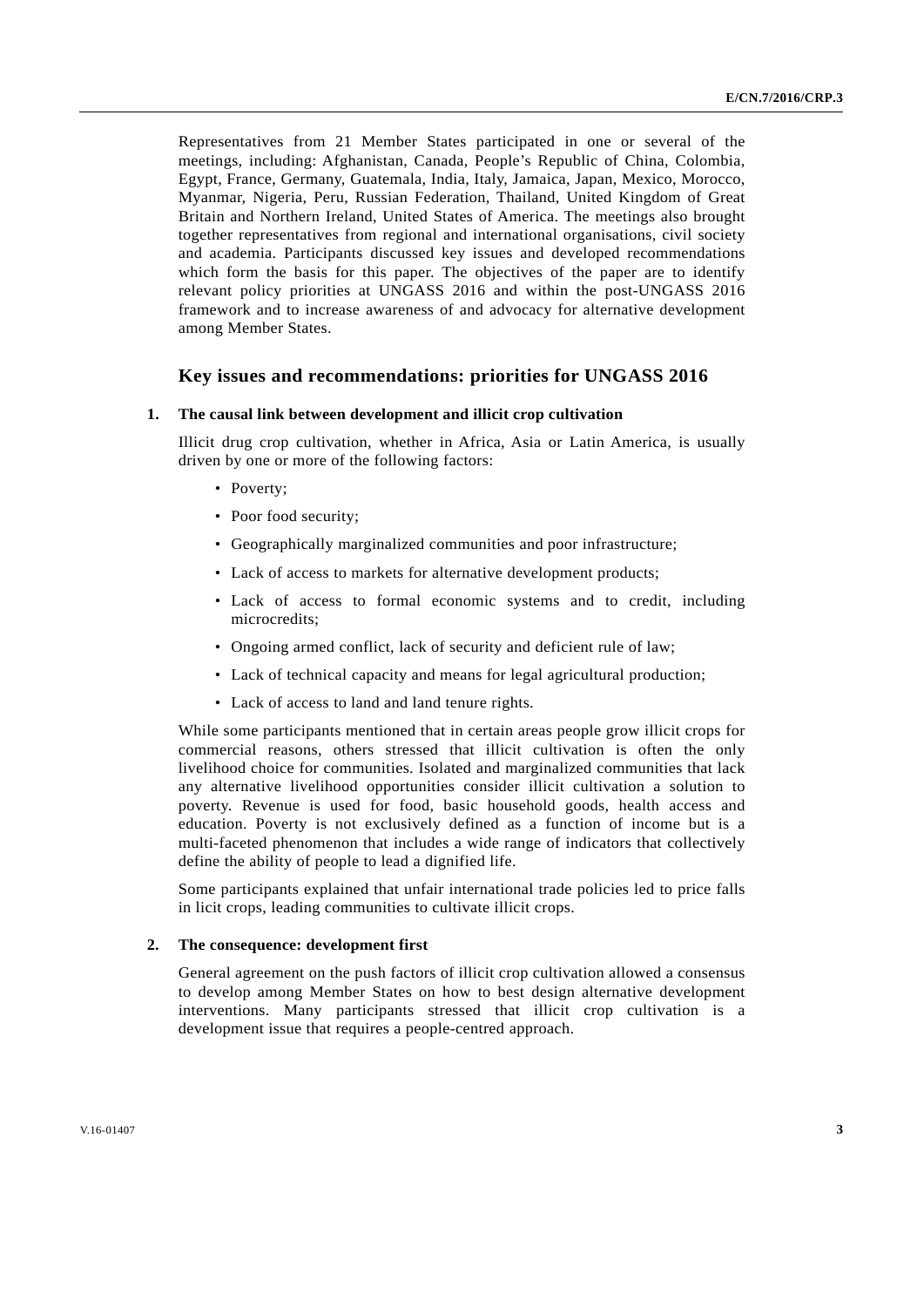Representatives from 21 Member States participated in one or several of the meetings, including: Afghanistan, Canada, People's Republic of China, Colombia, Egypt, France, Germany, Guatemala, India, Italy, Jamaica, Japan, Mexico, Morocco, Myanmar, Nigeria, Peru, Russian Federation, Thailand, United Kingdom of Great Britain and Northern Ireland, United States of America. The meetings also brought together representatives from regional and international organisations, civil society and academia. Participants discussed key issues and developed recommendations which form the basis for this paper. The objectives of the paper are to identify relevant policy priorities at UNGASS 2016 and within the post-UNGASS 2016 framework and to increase awareness of and advocacy for alternative development among Member States.

## Key issues and recommendations: priorities for UNGASS 2016

### 1. The causal link between development and illicit crop cultivation

Illicit drug crop cultivation, whether in Africa, Asia or Latin America, is usually driven by one or more of the following factors:

- Poverty;
- Poor food security;
- Geographically marginalized communities and poor infrastructure;
- Lack of access to markets for alternative development products;
- Lack of access to formal economic systems and to credit, including microcredits;
- Ongoing armed conflict, lack of security and deficient rule of law;
- Lack of technical capacity and means for legal agricultural production;
- Lack of access to land and land tenure rights.

While some participants mentioned that in certain areas people grow illicit crops for commercial reasons, others stressed that illicit cultivation is often the only livelihood choice for communities. Isolated and marginalized communities that lack any alternative livelihood opportunities consider illicit cultivation a solution to poverty. Revenue is used for food, basic household goods, health access and education. Poverty is not exclusively defined as a function of income but is a multi-faceted phenomenon that includes a wide range of indicators that collectively define the ability of people to lead a dignified life.

Some participants explained that unfair international trade policies led to price falls in licit crops, leading communities to cultivate illicit crops.

### 2. The consequence: development first

General agreement on the push factors of illicit crop cultivation allowed a consensus to develop among Member States on how to best design alternative development interventions. Many participants stressed that illicit crop cultivation is a development issue that requires a people-centred approach.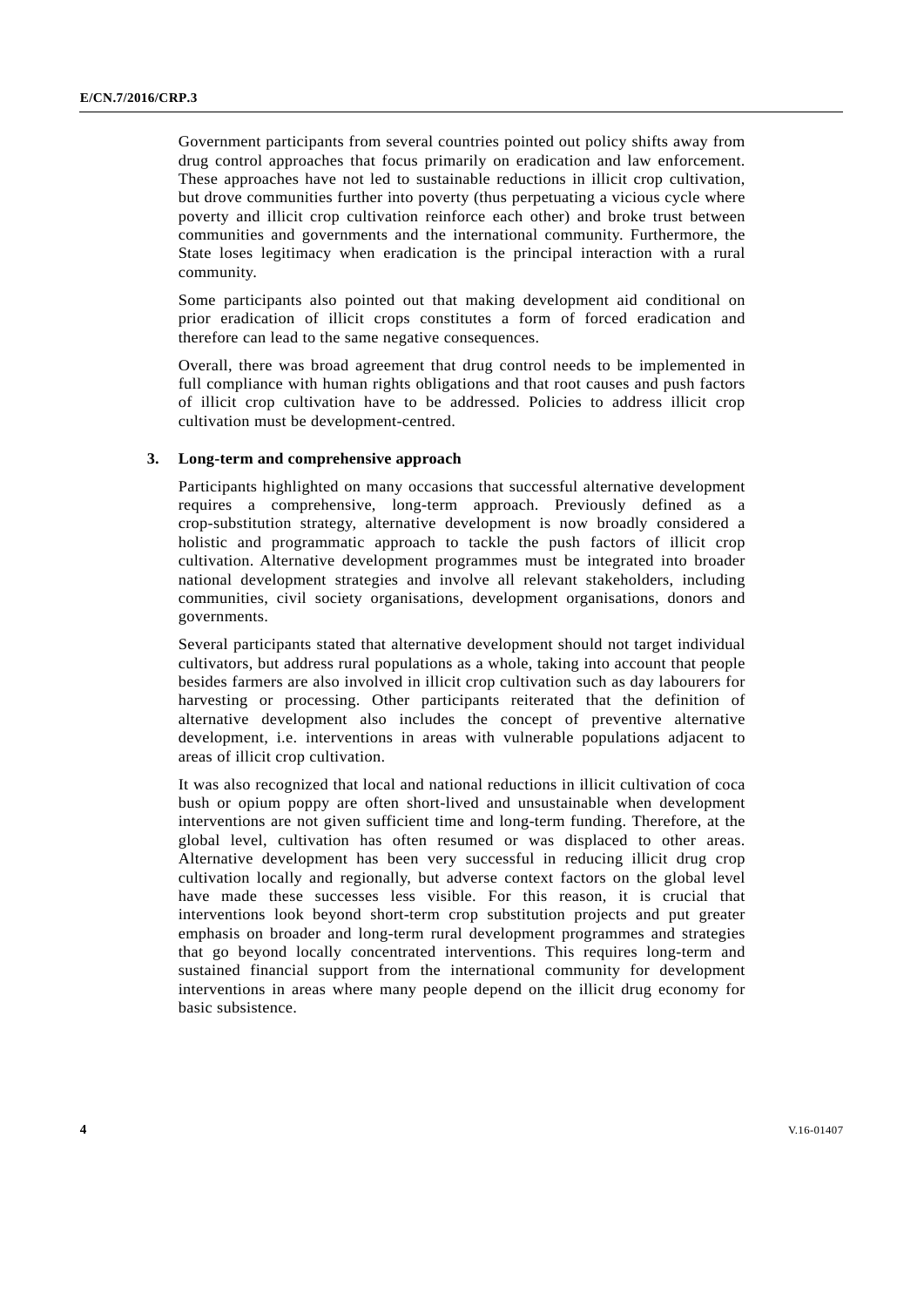Government participants from several countries pointed out policy shifts away from drug control approaches that focus primarily on eradication and law enforcement. These approaches have not led to sustainable reductions in illicit crop cultivation, but drove communities further into poverty (thus perpetuating a vicious cycle where poverty and illicit crop cultivation reinforce each other) and broke trust between communities and governments and the international community. Furthermore, the State loses legitimacy when eradication is the principal interaction with a rural community.

Some participants also pointed out that making development aid conditional on prior eradication of illicit crops constitutes a form of forced eradication and therefore can lead to the same negative consequences.

Overall, there was broad agreement that drug control needs to be implemented in full compliance with human rights obligations and that root causes and push factors of illicit crop cultivation have to be addressed. Policies to address illicit crop cultivation must be development-centred.

### 3. Long-term and comprehensive approach

Participants highlighted on many occasions that successful alternative development requires a comprehensive, long-term approach. Previously defined as a crop-substitution strategy, alternative development is now broadly considered a holistic and programmatic approach to tackle the push factors of illicit crop cultivation. Alternative development programmes must be integrated into broader national development strategies and involve all relevant stakeholders, including communities, civil society organisations, development organisations, donors and governments.

Several participants stated that alternative development should not target individual cultivators, but address rural populations as a whole, taking into account that people besides farmers are also involved in illicit crop cultivation such as day labourers for harvesting or processing. Other participants reiterated that the definition of alternative development also includes the concept of preventive alternative development, i.e. interventions in areas with vulnerable populations adjacent to areas of illicit crop cultivation.

It was also recognized that local and national reductions in illicit cultivation of coca bush or opium poppy are often short-lived and unsustainable when development interventions are not given sufficient time and long-term funding. Therefore, at the global level, cultivation has often resumed or was displaced to other areas. Alternative development has been very successful in reducing illicit drug crop cultivation locally and regionally, but adverse context factors on the global level have made these successes less visible. For this reason, it is crucial that interventions look beyond short-term crop substitution projects and put greater emphasis on broader and long-term rural development programmes and strategies that go beyond locally concentrated interventions. This requires long-term and sustained financial support from the international community for development interventions in areas where many people depend on the illicit drug economy for basic subsistence.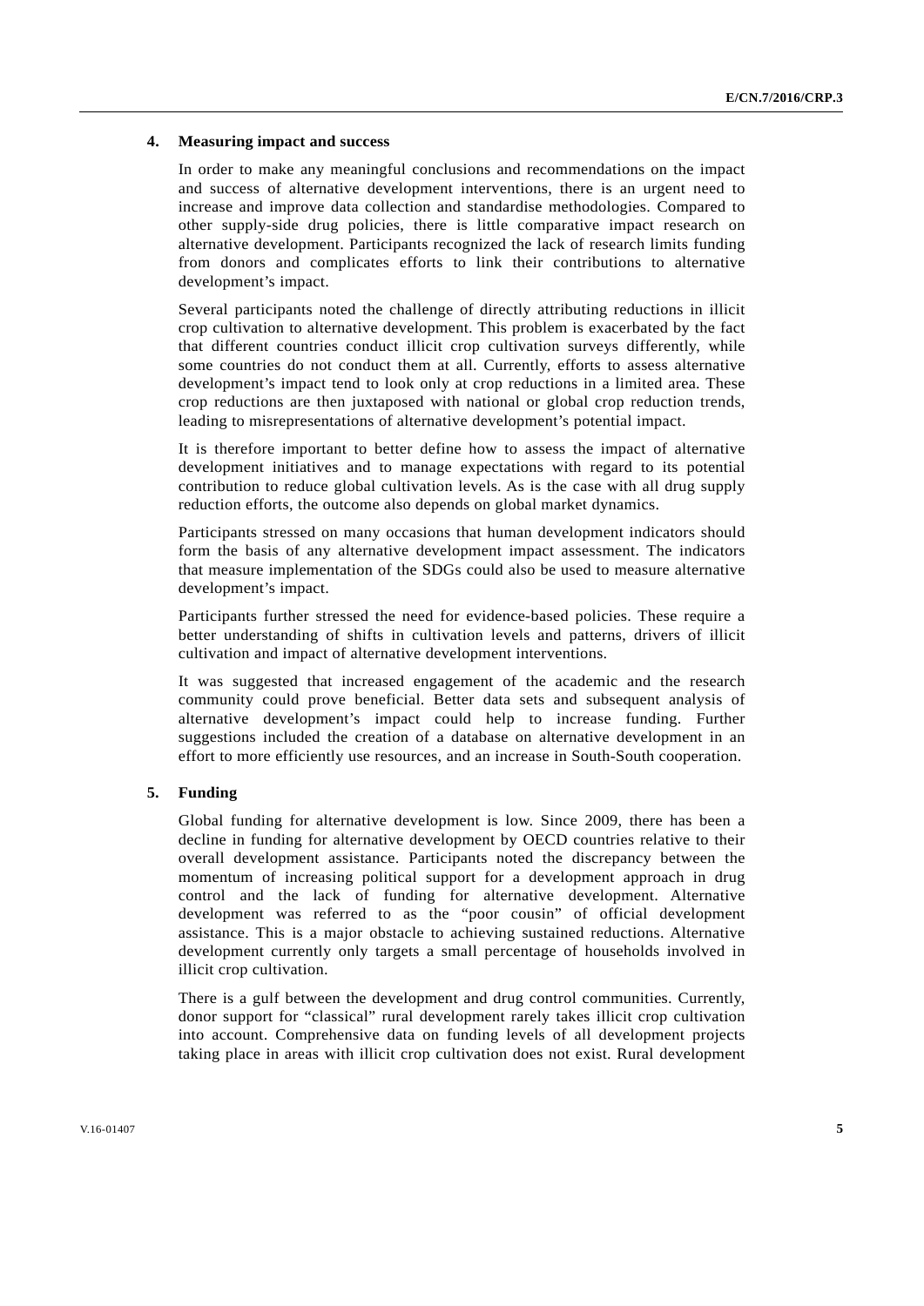### 4. Measuring impact and success

In order to make any meaningful conclusions and recommendations on the impact and success of alternative development interventions, there is an urgent need to increase and improve data collection and standardise methodologies. Compared to other supply-side drug policies, there is little comparative impact research on alternative development. Participants recognized the lack of research limits funding from donors and complicates efforts to link their contributions to alternative development's impact.

Several participants noted the challenge of directly attributing reductions in illicit crop cultivation to alternative development. This problem is exacerbated by the fact that different countries conduct illicit crop cultivation surveys differently, while some countries do not conduct them at all. Currently, efforts to assess alternative development's impact tend to look only at crop reductions in a limited area. These crop reductions are then juxtaposed with national or global crop reduction trends, leading to misrepresentations of alternative development's potential impact.

It is therefore important to better define how to assess the impact of alternative development initiatives and to manage expectations with regard to its potential contribution to reduce global cultivation levels. As is the case with all drug supply reduction efforts, the outcome also depends on global market dynamics.

Participants stressed on many occasions that human development indicators should form the basis of any alternative development impact assessment. The indicators that measure implementation of the SDGs could also be used to measure alternative development's impact.

Participants further stressed the need for evidence-based policies. These require a better understanding of shifts in cultivation levels and patterns, drivers of illicit cultivation and impact of alternative development interventions.

It was suggested that increased engagement of the academic and the research community could prove beneficial. Better data sets and subsequent analysis of alternative development's impact could help to increase funding. Further suggestions included the creation of a database on alternative development in an effort to more efficiently use resources, and an increase in South-South cooperation.

### 5. Funding

Global funding for alternative development is low. Since 2009, there has been a decline in funding for alternative development by OECD countries relative to their overall development assistance. Participants noted the discrepancy between the momentum of increasing political support for a development approach in drug control and the lack of funding for alternative development. Alternative development was referred to as the "poor cousin" of official development assistance. This is a major obstacle to achieving sustained reductions. Alternative development currently only targets a small percentage of households involved in illicit crop cultivation.

There is a gulf between the development and drug control communities. Currently, donor support for "classical" rural development rarely takes illicit crop cultivation into account. Comprehensive data on funding levels of all development projects taking place in areas with illicit crop cultivation does not exist. Rural development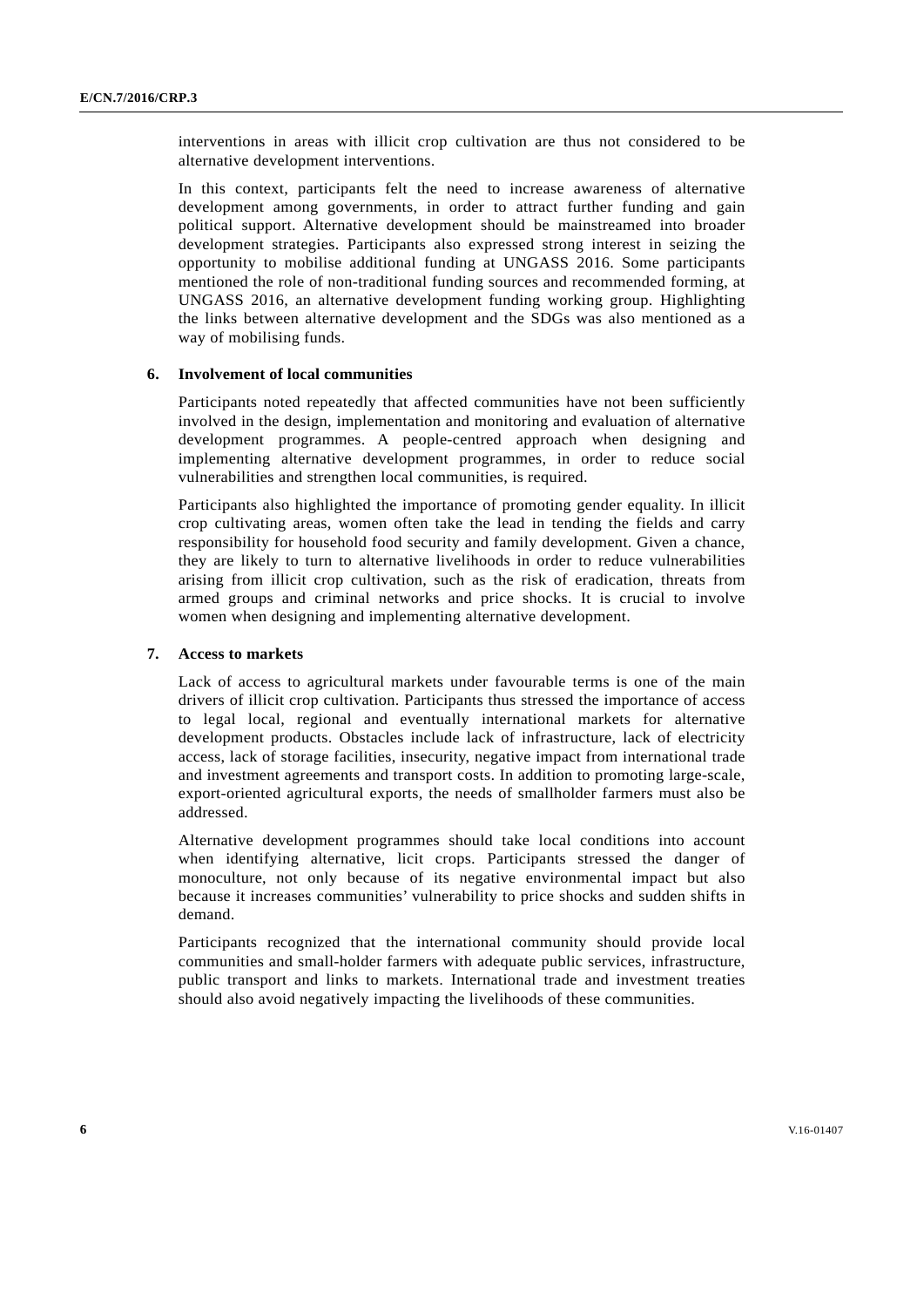interventions in areas with illicit crop cultivation are thus not considered to be alternative development interventions.

In this context, participants felt the need to increase awareness of alternative development among governments, in order to attract further funding and gain political support. Alternative development should be mainstreamed into broader development strategies. Participants also expressed strong interest in seizing the opportunity to mobilise additional funding at UNGASS 2016. Some participants mentioned the role of non-traditional funding sources and recommended forming, at UNGASS 2016, an alternative development funding working group. Highlighting the links between alternative development and the SDGs was also mentioned as a way of mobilising funds.

### 6. Involvement of local communities

Participants noted repeatedly that affected communities have not been sufficiently involved in the design, implementation and monitoring and evaluation of alternative development programmes. A people-centred approach when designing and implementing alternative development programmes, in order to reduce social vulnerabilities and strengthen local communities, is required.

Participants also highlighted the importance of promoting gender equality. In illicit crop cultivating areas, women often take the lead in tending the fields and carry responsibility for household food security and family development. Given a chance, they are likely to turn to alternative livelihoods in order to reduce vulnerabilities arising from illicit crop cultivation, such as the risk of eradication, threats from armed groups and criminal networks and price shocks. It is crucial to involve women when designing and implementing alternative development.

### 7. Access to markets

Lack of access to agricultural markets under favourable terms is one of the main drivers of illicit crop cultivation. Participants thus stressed the importance of access to legal local, regional and eventually international markets for alternative development products. Obstacles include lack of infrastructure, lack of electricity access, lack of storage facilities, insecurity, negative impact from international trade and investment agreements and transport costs. In addition to promoting large-scale, export-oriented agricultural exports, the needs of smallholder farmers must also be addressed.

Alternative development programmes should take local conditions into account when identifying alternative, licit crops. Participants stressed the danger of monoculture, not only because of its negative environmental impact but also because it increases communities' vulnerability to price shocks and sudden shifts in demand.

Participants recognized that the international community should provide local communities and small-holder farmers with adequate public services, infrastructure, public transport and links to markets. International trade and investment treaties should also avoid negatively impacting the livelihoods of these communities.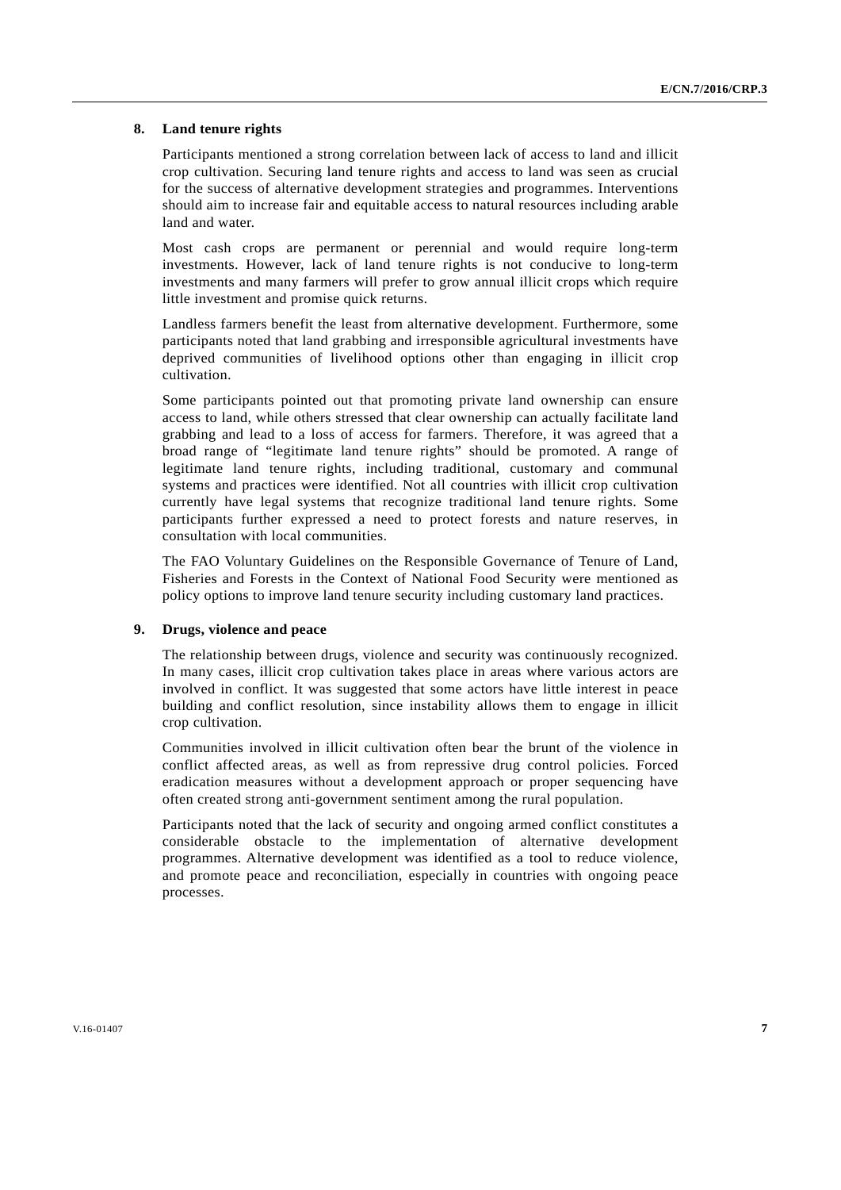### 8. Land tenure rights

Participants mentioned a strong correlation between lack of access to land and illicit crop cultivation. Securing land tenure rights and access to land was seen as crucial for the success of alternative development strategies and programmes. Interventions should aim to increase fair and equitable access to natural resources including arable land and water.

Most cash crops are permanent or perennial and would require long-term investments. However, lack of land tenure rights is not conducive to long-term investments and many farmers will prefer to grow annual illicit crops which require little investment and promise quick returns.

Landless farmers benefit the least from alternative development. Furthermore, some participants noted that land grabbing and irresponsible agricultural investments have deprived communities of livelihood options other than engaging in illicit crop cultivation.

Some participants pointed out that promoting private land ownership can ensure access to land, while others stressed that clear ownership can actually facilitate land grabbing and lead to a loss of access for farmers. Therefore, it was agreed that a broad range of "legitimate land tenure rights" should be promoted. A range of legitimate land tenure rights, including traditional, customary and communal systems and practices were identified. Not all countries with illicit crop cultivation currently have legal systems that recognize traditional land tenure rights. Some participants further expressed a need to protect forests and nature reserves, in consultation with local communities.

The FAO Voluntary Guidelines on the Responsible Governance of Tenure of Land, Fisheries and Forests in the Context of National Food Security were mentioned as policy options to improve land tenure security including customary land practices.

### 9. Drugs, violence and peace

The relationship between drugs, violence and security was continuously recognized. In many cases, illicit crop cultivation takes place in areas where various actors are involved in conflict. It was suggested that some actors have little interest in peace building and conflict resolution, since instability allows them to engage in illicit crop cultivation.

Communities involved in illicit cultivation often bear the brunt of the violence in conflict affected areas, as well as from repressive drug control policies. Forced eradication measures without a development approach or proper sequencing have often created strong anti-government sentiment among the rural population.

Participants noted that the lack of security and ongoing armed conflict constitutes a considerable obstacle to the implementation of alternative development programmes. Alternative development was identified as a tool to reduce violence, and promote peace and reconciliation, especially in countries with ongoing peace processes.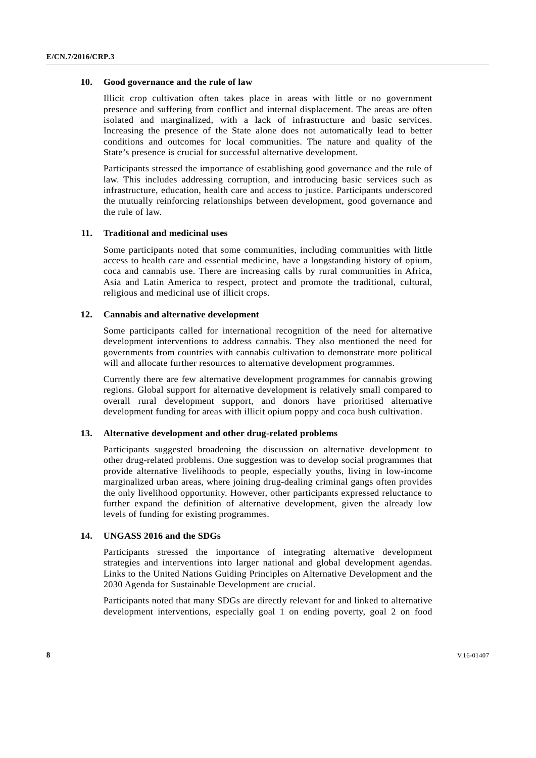### 10. Good governance and the rule of law

Illicit crop cultivation often takes place in areas with little or no government presence and suffering from conflict and internal displacement. The areas are often isolated and marginalized, with a lack of infrastructure and basic services. Increasing the presence of the State alone does not automatically lead to better conditions and outcomes for local communities. The nature and quality of the State's presence is crucial for successful alternative development.

Participants stressed the importance of establishing good governance and the rule of law. This includes addressing corruption, and introducing basic services such as infrastructure, education, health care and access to justice. Participants underscored the mutually reinforcing relationships between development, good governance and the rule of law.

### 11. Traditional and medicinal uses

Some participants noted that some communities, including communities with little access to health care and essential medicine, have a longstanding history of opium, coca and cannabis use. There are increasing calls by rural communities in Africa, Asia and Latin America to respect, protect and promote the traditional, cultural, religious and medicinal use of illicit crops.

### 12. Cannabis and alternative development

Some participants called for international recognition of the need for alternative development interventions to address cannabis. They also mentioned the need for governments from countries with cannabis cultivation to demonstrate more political will and allocate further resources to alternative development programmes.

Currently there are few alternative development programmes for cannabis growing regions. Global support for alternative development is relatively small compared to overall rural development support, and donors have prioritised alternative development funding for areas with illicit opium poppy and coca bush cultivation.

### 13. Alternative development and other drug-related problems

Participants suggested broadening the discussion on alternative development to other drug-related problems. One suggestion was to develop social programmes that provide alternative livelihoods to people, especially youths, living in low-income marginalized urban areas, where joining drug-dealing criminal gangs often provides the only livelihood opportunity. However, other participants expressed reluctance to further expand the definition of alternative development, given the already low levels of funding for existing programmes.

### 14. UNGASS 2016 and the SDGs

Participants stressed the importance of integrating alternative development strategies and interventions into larger national and global development agendas. Links to the United Nations Guiding Principles on Alternative Development and the 2030 Agenda for Sustainable Development are crucial.

Participants noted that many SDGs are directly relevant for and linked to alternative development interventions, especially goal 1 on ending poverty, goal 2 on food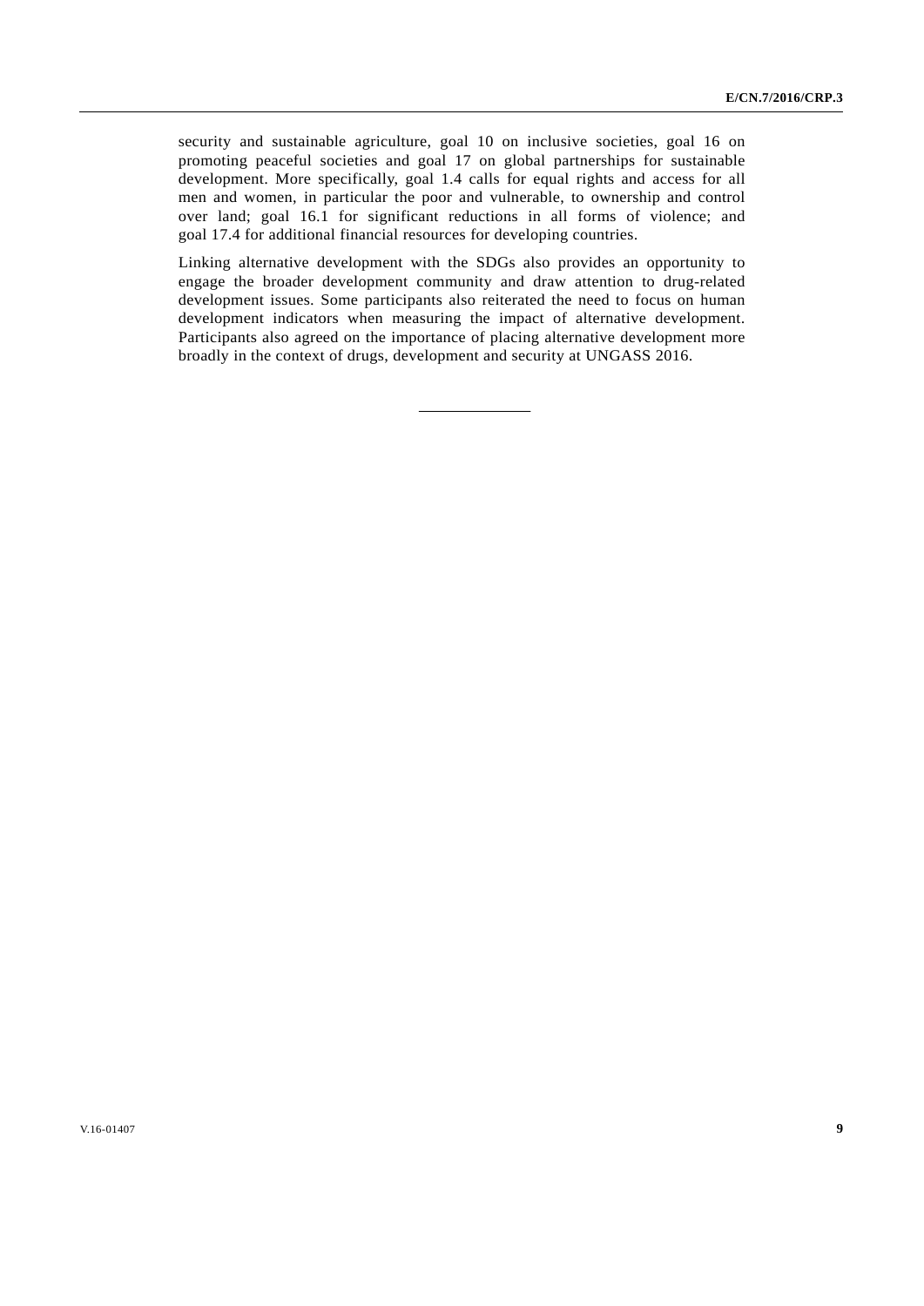security and sustainable agriculture, goal 10 on inclusive societies, goal 16 on promoting peaceful societies and goal 17 on global partnerships for sustainable development. More specifically, goal 1.4 calls for equal rights and access for all men and women, in particular the poor and vulnerable, to ownership and control over land; goal 16.1 for significant reductions in all forms of violence; and goal 17.4 for additional financial resources for developing countries.

Linking alternative development with the SDGs also provides an opportunity to engage the broader development community and draw attention to drug-related development issues. Some participants also reiterated the need to focus on human development indicators when measuring the impact of alternative development. Participants also agreed on the importance of placing alternative development more broadly in the context of drugs, development and security at UNGASS 2016.